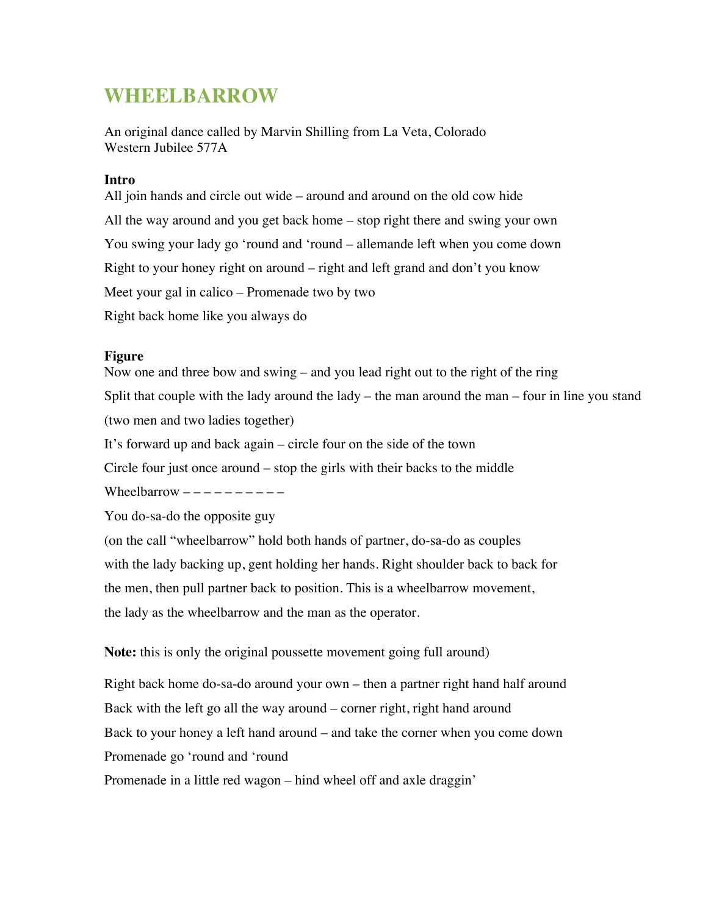# WHEELBARROW

An original dance called by Marvin Shilling from La Veta, Colorado
Western Jubilee 577A

**Intro**

All join hands and circle out wide – around and around on the old cow hide

All the way around and you get back home – stop right there and swing your own

You swing your lady go 'round and 'round – allemande left when you come down

Right to your honey right on around – right and left grand and don't you know

Meet your gal in calico – Promenade two by two

Right back home like you always do

**Figure**

Now one and three bow and swing – and you lead right out to the right of the ring

Split that couple with the lady around the lady – the man around the man – four in line you stand

(two men and two ladies together)

It's forward up and back again – circle four on the side of the town

Circle four just once around – stop the girls with their backs to the middle

Wheelbarrow – – – – – – – – – –

You do-sa-do the opposite guy

(on the call "wheelbarrow" hold both hands of partner, do-sa-do as couples with the lady backing up, gent holding her hands. Right shoulder back to back for the men, then pull partner back to position. This is a wheelbarrow movement, the lady as the wheelbarrow and the man as the operator.

**Note:** this is only the original poussette movement going full around)

Right back home do-sa-do around your own – then a partner right hand half around

Back with the left go all the way around – corner right, right hand around

Back to your honey a left hand around – and take the corner when you come down

Promenade go 'round and 'round

Promenade in a little red wagon – hind wheel off and axle draggin'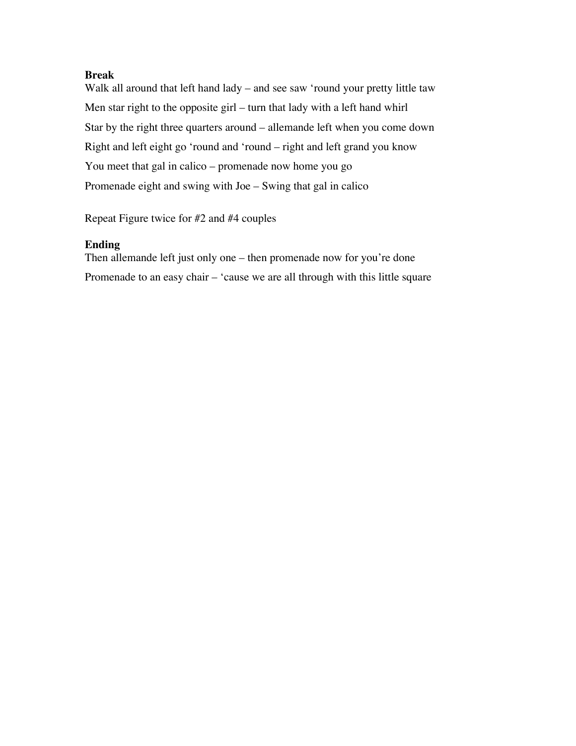**Break**

Walk all around that left hand lady – and see saw 'round your pretty little taw

Men star right to the opposite girl – turn that lady with a left hand whirl

Star by the right three quarters around – allemande left when you come down

Right and left eight go 'round and 'round – right and left grand you know

You meet that gal in calico – promenade now home you go

Promenade eight and swing with Joe – Swing that gal in calico

Repeat Figure twice for #2 and #4 couples

**Ending**

Then allemande left just only one – then promenade now for you're done

Promenade to an easy chair – 'cause we are all through with this little square